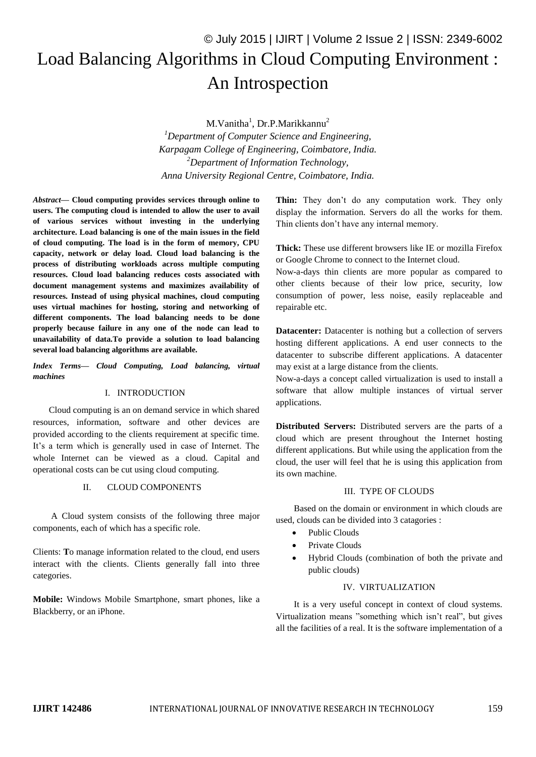# Load Balancing Algorithms in Cloud Computing Environment : An Introspection

M.Vanitha[1], Dr.P.Marikkannu[2]

[1]*Department of Computer Science and Engineering, Karpagam College of Engineering, Coimbatore, India.*
[2]*Department of Information Technology, Anna University Regional Centre, Coimbatore, India.*

***Abstract*— Cloud computing provides services through online to users. The computing cloud is intended to allow the user to avail of various services without investing in the underlying architecture. Load balancing is one of the main issues in the field of cloud computing. The load is in the form of memory, CPU capacity, network or delay load. Cloud load balancing is the process of distributing workloads across multiple computing resources. Cloud load balancing reduces costs associated with document management systems and maximizes availability of resources. Instead of using physical machines, cloud computing uses virtual machines for hosting, storing and networking of different components. The load balancing needs to be done properly because failure in any one of the node can lead to unavailability of data.To provide a solution to load balancing several load balancing algorithms are available.**

***Index Terms— Cloud Computing, Load balancing, virtual machines***

## I. INTRODUCTION

Cloud computing is an on demand service in which shared resources, information, software and other devices are provided according to the clients requirement at specific time. It's a term which is generally used in case of Internet. The whole Internet can be viewed as a cloud. Capital and operational costs can be cut using cloud computing.

## II. CLOUD COMPONENTS

A Cloud system consists of the following three major components, each of which has a specific role.

Clients: **T**o manage information related to the cloud, end users interact with the clients. Clients generally fall into three categories.

**Mobile:** Windows Mobile Smartphone, smart phones, like a Blackberry, or an iPhone.

**Thin:** They don't do any computation work. They only display the information. Servers do all the works for them. Thin clients don't have any internal memory.

**Thick:** These use different browsers like IE or mozilla Firefox or Google Chrome to connect to the Internet cloud.

Now-a-days thin clients are more popular as compared to other clients because of their low price, security, low consumption of power, less noise, easily replaceable and repairable etc.

**Datacenter:** Datacenter is nothing but a collection of servers hosting different applications. A end user connects to the datacenter to subscribe different applications. A datacenter may exist at a large distance from the clients.

Now-a-days a concept called virtualization is used to install a software that allow multiple instances of virtual server applications.

**Distributed Servers:** Distributed servers are the parts of a cloud which are present throughout the Internet hosting different applications. But while using the application from the cloud, the user will feel that he is using this application from its own machine.

## III. TYPE OF CLOUDS

Based on the domain or environment in which clouds are used, clouds can be divided into 3 catagories :

- Public Clouds
- Private Clouds
- Hybrid Clouds (combination of both the private and public clouds)

## IV. VIRTUALIZATION

It is a very useful concept in context of cloud systems. Virtualization means "something which isn't real", but gives all the facilities of a real. It is the software implementation of a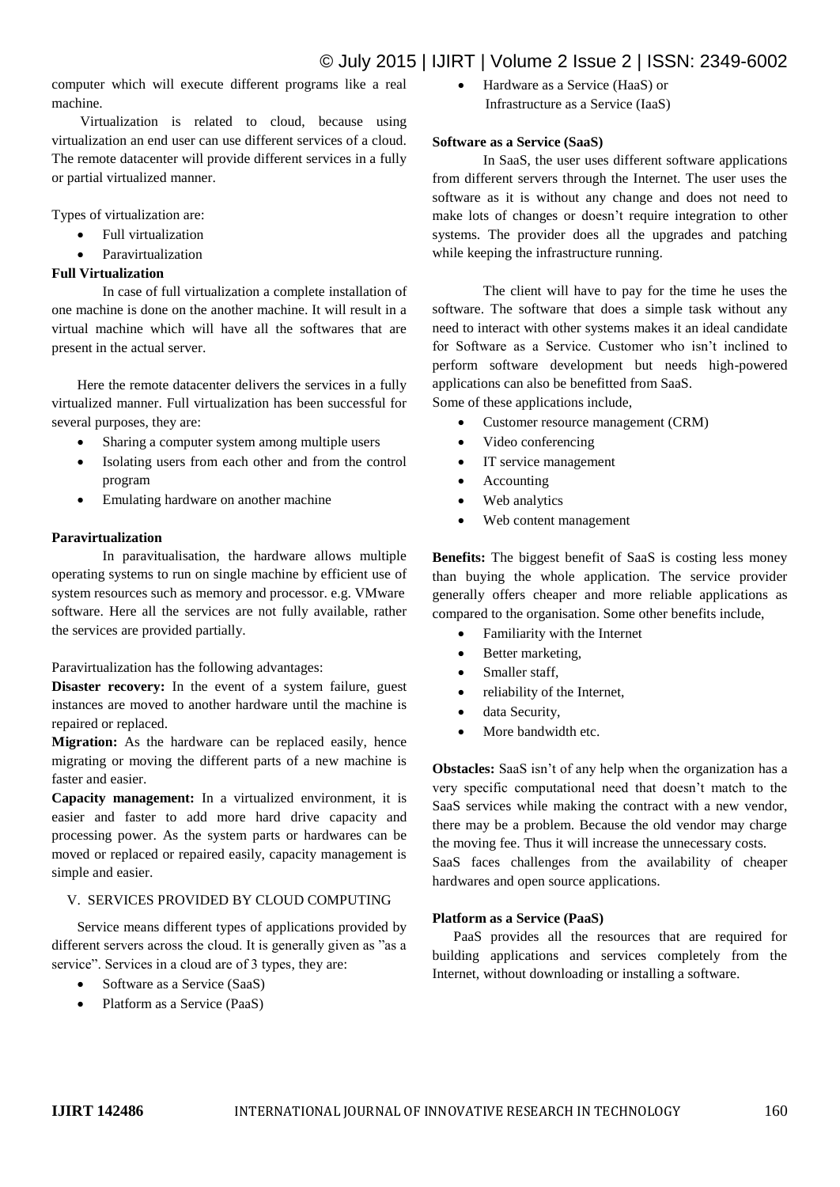computer which will execute different programs like a real machine.

Virtualization is related to cloud, because using virtualization an end user can use different services of a cloud. The remote datacenter will provide different services in a fully or partial virtualized manner.

Types of virtualization are:

- Full virtualization
- Paravirtualization

**Full Virtualization**

In case of full virtualization a complete installation of one machine is done on the another machine. It will result in a virtual machine which will have all the softwares that are present in the actual server.

Here the remote datacenter delivers the services in a fully virtualized manner. Full virtualization has been successful for several purposes, they are:

- Sharing a computer system among multiple users
- Isolating users from each other and from the control program
- Emulating hardware on another machine

**Paravirtualization**

In paravitualisation, the hardware allows multiple operating systems to run on single machine by efficient use of system resources such as memory and processor. e.g. VMware software. Here all the services are not fully available, rather the services are provided partially.

Paravirtualization has the following advantages:

**Disaster recovery:** In the event of a system failure, guest instances are moved to another hardware until the machine is repaired or replaced.

**Migration:** As the hardware can be replaced easily, hence migrating or moving the different parts of a new machine is faster and easier.

**Capacity management:** In a virtualized environment, it is easier and faster to add more hard drive capacity and processing power. As the system parts or hardwares can be moved or replaced or repaired easily, capacity management is simple and easier.

## V. SERVICES PROVIDED BY CLOUD COMPUTING

Service means different types of applications provided by different servers across the cloud. It is generally given as "as a service". Services in a cloud are of 3 types, they are:

- Software as a Service (SaaS)
- Platform as a Service (PaaS)
- Hardware as a Service (HaaS) or Infrastructure as a Service (IaaS)

**Software as a Service (SaaS)**

In SaaS, the user uses different software applications from different servers through the Internet. The user uses the software as it is without any change and does not need to make lots of changes or doesn't require integration to other systems. The provider does all the upgrades and patching while keeping the infrastructure running.

The client will have to pay for the time he uses the software. The software that does a simple task without any need to interact with other systems makes it an ideal candidate for Software as a Service. Customer who isn't inclined to perform software development but needs high-powered applications can also be benefitted from SaaS.

Some of these applications include,

- Customer resource management (CRM)
- Video conferencing
- IT service management
- Accounting
- Web analytics
- Web content management

**Benefits:** The biggest benefit of SaaS is costing less money than buying the whole application. The service provider generally offers cheaper and more reliable applications as compared to the organisation. Some other benefits include,

- Familiarity with the Internet
- Better marketing,
- Smaller staff,
- reliability of the Internet,
- data Security,
- More bandwidth etc.

**Obstacles:** SaaS isn't of any help when the organization has a very specific computational need that doesn't match to the SaaS services while making the contract with a new vendor, there may be a problem. Because the old vendor may charge the moving fee. Thus it will increase the unnecessary costs.

SaaS faces challenges from the availability of cheaper hardwares and open source applications.

**Platform as a Service (PaaS)**

PaaS provides all the resources that are required for building applications and services completely from the Internet, without downloading or installing a software.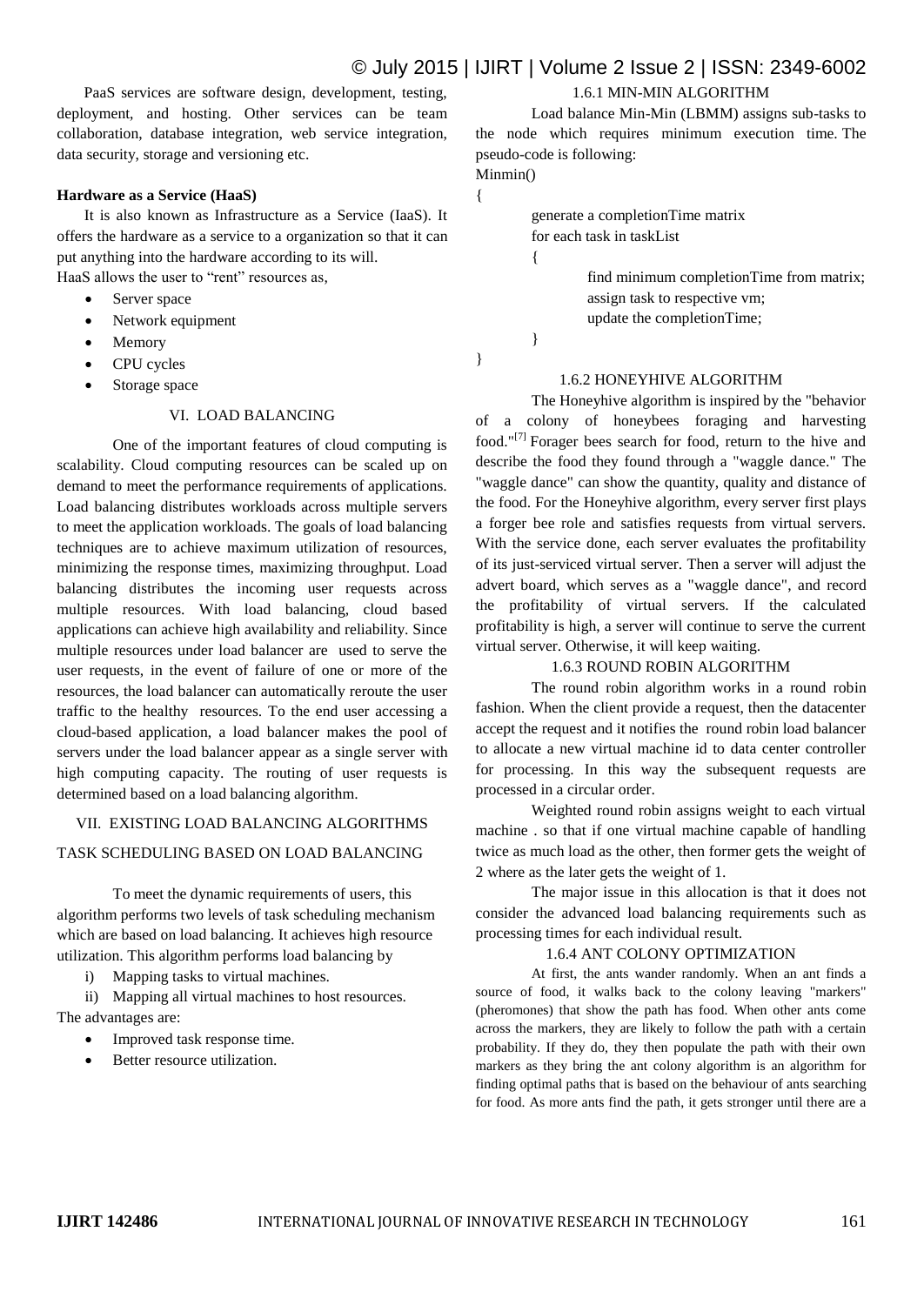PaaS services are software design, development, testing, deployment, and hosting. Other services can be team collaboration, database integration, web service integration, data security, storage and versioning etc.

**Hardware as a Service (HaaS)**

It is also known as Infrastructure as a Service (IaaS). It offers the hardware as a service to a organization so that it can put anything into the hardware according to its will.

HaaS allows the user to "rent" resources as,

- Server space
- Network equipment
- Memory
- CPU cycles
- Storage space

## VI. LOAD BALANCING

One of the important features of cloud computing is scalability. Cloud computing resources can be scaled up on demand to meet the performance requirements of applications. Load balancing distributes workloads across multiple servers to meet the application workloads. The goals of load balancing techniques are to achieve maximum utilization of resources, minimizing the response times, maximizing throughput. Load balancing distributes the incoming user requests across multiple resources. With load balancing, cloud based applications can achieve high availability and reliability. Since multiple resources under load balancer are used to serve the user requests, in the event of failure of one or more of the resources, the load balancer can automatically reroute the user traffic to the healthy resources. To the end user accessing a cloud-based application, a load balancer makes the pool of servers under the load balancer appear as a single server with high computing capacity. The routing of user requests is determined based on a load balancing algorithm.

## VII. EXISTING LOAD BALANCING ALGORITHMS

### TASK SCHEDULING BASED ON LOAD BALANCING

To meet the dynamic requirements of users, this algorithm performs two levels of task scheduling mechanism which are based on load balancing. It achieves high resource utilization. This algorithm performs load balancing by

i) Mapping tasks to virtual machines.

ii) Mapping all virtual machines to host resources.

The advantages are:

- Improved task response time.
- Better resource utilization.

### 1.6.1 MIN-MIN ALGORITHM

Load balance Min-Min (LBMM) assigns sub-tasks to the node which requires minimum execution time. The pseudo-code is following:

```
Minmin()
{
        generate a completionTime matrix
        for each task in taskList
        {
                find minimum completionTime from matrix;
                assign task to respective vm;
                update the completionTime;
        }
}
```

### 1.6.2 HONEYHIVE ALGORITHM

The Honeyhive algorithm is inspired by the "behavior of a colony of honeybees foraging and harvesting food."[7] Forager bees search for food, return to the hive and describe the food they found through a "waggle dance." The "waggle dance" can show the quantity, quality and distance of the food. For the Honeyhive algorithm, every server first plays a forger bee role and satisfies requests from virtual servers. With the service done, each server evaluates the profitability of its just-serviced virtual server. Then a server will adjust the advert board, which serves as a "waggle dance", and record the profitability of virtual servers. If the calculated profitability is high, a server will continue to serve the current virtual server. Otherwise, it will keep waiting.

### 1.6.3 ROUND ROBIN ALGORITHM

The round robin algorithm works in a round robin fashion. When the client provide a request, then the datacenter accept the request and it notifies the round robin load balancer to allocate a new virtual machine id to data center controller for processing. In this way the subsequent requests are processed in a circular order.

Weighted round robin assigns weight to each virtual machine . so that if one virtual machine capable of handling twice as much load as the other, then former gets the weight of 2 where as the later gets the weight of 1.

The major issue in this allocation is that it does not consider the advanced load balancing requirements such as processing times for each individual result.

### 1.6.4 ANT COLONY OPTIMIZATION

At first, the ants wander randomly. When an ant finds a source of food, it walks back to the colony leaving "markers" (pheromones) that show the path has food. When other ants come across the markers, they are likely to follow the path with a certain probability. If they do, they then populate the path with their own markers as they bring the ant colony algorithm is an algorithm for finding optimal paths that is based on the behaviour of ants searching for food. As more ants find the path, it gets stronger until there are a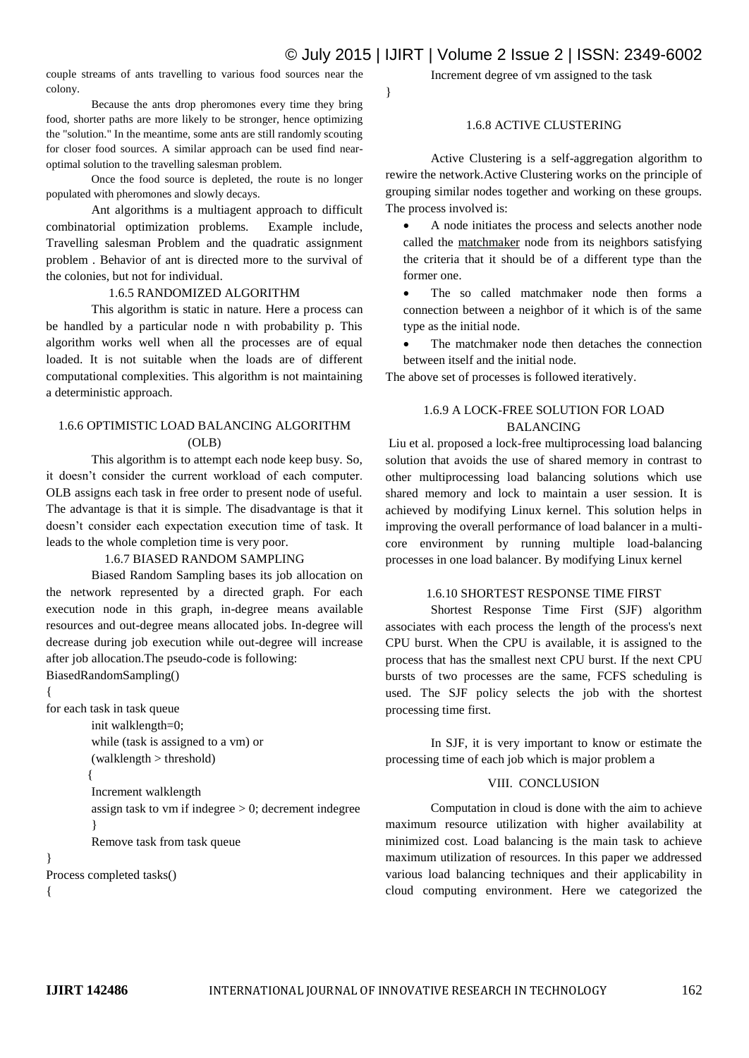couple streams of ants travelling to various food sources near the colony.

Because the ants drop pheromones every time they bring food, shorter paths are more likely to be stronger, hence optimizing the "solution." In the meantime, some ants are still randomly scouting for closer food sources. A similar approach can be used find near-optimal solution to the travelling salesman problem.

Once the food source is depleted, the route is no longer populated with pheromones and slowly decays.

Ant algorithms is a multiagent approach to difficult combinatorial optimization problems. Example include, Travelling salesman Problem and the quadratic assignment problem . Behavior of ant is directed more to the survival of the colonies, but not for individual.

### 1.6.5 RANDOMIZED ALGORITHM

This algorithm is static in nature. Here a process can be handled by a particular node n with probability p. This algorithm works well when all the processes are of equal loaded. It is not suitable when the loads are of different computational complexities. This algorithm is not maintaining a deterministic approach.

### 1.6.6 OPTIMISTIC LOAD BALANCING ALGORITHM (OLB)

This algorithm is to attempt each node keep busy. So, it doesn't consider the current workload of each computer. OLB assigns each task in free order to present node of useful. The advantage is that it is simple. The disadvantage is that it doesn't consider each expectation execution time of task. It leads to the whole completion time is very poor.

### 1.6.7 BIASED RANDOM SAMPLING

Biased Random Sampling bases its job allocation on the network represented by a directed graph. For each execution node in this graph, in-degree means available resources and out-degree means allocated jobs. In-degree will decrease during job execution while out-degree will increase after job allocation.The pseudo-code is following:

```
BiasedRandomSampling()
{
for each task in task queue
        init walklength=0;
        while (task is assigned to a vm) or
        (walklength > threshold)
        {
        Increment walklength
        assign task to vm if indegree > 0; decrement indegree
        }
        Remove task from task queue
}
Process completed tasks()
{
        Increment degree of vm assigned to the task
}
```

### 1.6.8 ACTIVE CLUSTERING

Active Clustering is a self-aggregation algorithm to rewire the network.Active Clustering works on the principle of grouping similar nodes together and working on these groups. The process involved is:

- A node initiates the process and selects another node called the matchmaker node from its neighbors satisfying the criteria that it should be of a different type than the former one.
- The so called matchmaker node then forms a connection between a neighbor of it which is of the same type as the initial node.
- The matchmaker node then detaches the connection between itself and the initial node.

The above set of processes is followed iteratively.

### 1.6.9 A LOCK-FREE SOLUTION FOR LOAD BALANCING

Liu et al. proposed a lock-free multiprocessing load balancing solution that avoids the use of shared memory in contrast to other multiprocessing load balancing solutions which use shared memory and lock to maintain a user session. It is achieved by modifying Linux kernel. This solution helps in improving the overall performance of load balancer in a multi-core environment by running multiple load-balancing processes in one load balancer. By modifying Linux kernel

### 1.6.10 SHORTEST RESPONSE TIME FIRST

Shortest Response Time First (SJF) algorithm associates with each process the length of the process's next CPU burst. When the CPU is available, it is assigned to the process that has the smallest next CPU burst. If the next CPU bursts of two processes are the same, FCFS scheduling is used. The SJF policy selects the job with the shortest processing time first.

In SJF, it is very important to know or estimate the processing time of each job which is major problem a

## VIII. CONCLUSION

Computation in cloud is done with the aim to achieve maximum resource utilization with higher availability at minimized cost. Load balancing is the main task to achieve maximum utilization of resources. In this paper we addressed various load balancing techniques and their applicability in cloud computing environment. Here we categorized the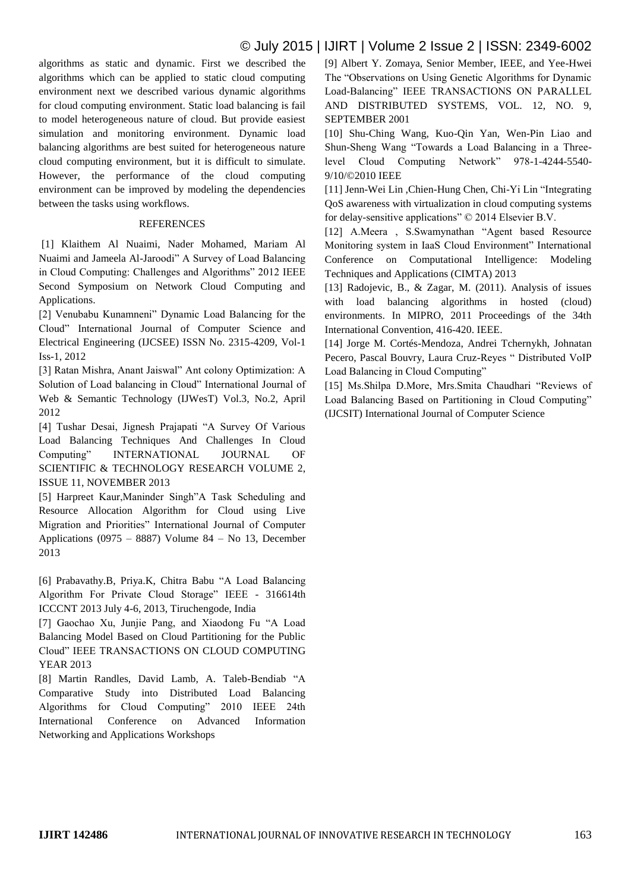algorithms as static and dynamic. First we described the algorithms which can be applied to static cloud computing environment next we described various dynamic algorithms for cloud computing environment. Static load balancing is fail to model heterogeneous nature of cloud. But provide easiest simulation and monitoring environment. Dynamic load balancing algorithms are best suited for heterogeneous nature cloud computing environment, but it is difficult to simulate. However, the performance of the cloud computing environment can be improved by modeling the dependencies between the tasks using workflows.

## REFERENCES

[1] Klaithem Al Nuaimi, Nader Mohamed, Mariam Al Nuaimi and Jameela Al-Jaroodi" A Survey of Load Balancing in Cloud Computing: Challenges and Algorithms" 2012 IEEE Second Symposium on Network Cloud Computing and Applications.

[2] Venubabu Kunamneni" Dynamic Load Balancing for the Cloud" International Journal of Computer Science and Electrical Engineering (IJCSEE) ISSN No. 2315-4209, Vol-1 Iss-1, 2012

[3] Ratan Mishra, Anant Jaiswal" Ant colony Optimization: A Solution of Load balancing in Cloud" International Journal of Web & Semantic Technology (IJWesT) Vol.3, No.2, April 2012

[4] Tushar Desai, Jignesh Prajapati "A Survey Of Various Load Balancing Techniques And Challenges In Cloud Computing" INTERNATIONAL JOURNAL OF SCIENTIFIC & TECHNOLOGY RESEARCH VOLUME 2, ISSUE 11, NOVEMBER 2013

[5] Harpreet Kaur,Maninder Singh"A Task Scheduling and Resource Allocation Algorithm for Cloud using Live Migration and Priorities" International Journal of Computer Applications (0975 – 8887) Volume 84 – No 13, December 2013

[6] Prabavathy.B, Priya.K, Chitra Babu "A Load Balancing Algorithm For Private Cloud Storage" IEEE - 316614th ICCCNT 2013 July 4-6, 2013, Tiruchengode, India

[7] Gaochao Xu, Junjie Pang, and Xiaodong Fu "A Load Balancing Model Based on Cloud Partitioning for the Public Cloud" IEEE TRANSACTIONS ON CLOUD COMPUTING YEAR 2013

[8] Martin Randles, David Lamb, A. Taleb-Bendiab "A Comparative Study into Distributed Load Balancing Algorithms for Cloud Computing" 2010 IEEE 24th International Conference on Advanced Information Networking and Applications Workshops

[9] Albert Y. Zomaya, Senior Member, IEEE, and Yee-Hwei The "Observations on Using Genetic Algorithms for Dynamic Load-Balancing" IEEE TRANSACTIONS ON PARALLEL AND DISTRIBUTED SYSTEMS, VOL. 12, NO. 9, SEPTEMBER 2001

[10] Shu-Ching Wang, Kuo-Qin Yan, Wen-Pin Liao and Shun-Sheng Wang "Towards a Load Balancing in a Three-level Cloud Computing Network" 978-1-4244-5540-9/10/©2010 IEEE

[11] Jenn-Wei Lin ,Chien-Hung Chen, Chi-Yi Lin "Integrating QoS awareness with virtualization in cloud computing systems for delay-sensitive applications" © 2014 Elsevier B.V.

[12] A.Meera , S.Swamynathan "Agent based Resource Monitoring system in IaaS Cloud Environment" International Conference on Computational Intelligence: Modeling Techniques and Applications (CIMTA) 2013

[13] Radojevic, B., & Zagar, M. (2011). Analysis of issues with load balancing algorithms in hosted (cloud) environments. In MIPRO, 2011 Proceedings of the 34th International Convention, 416-420. IEEE.

[14] Jorge M. Cortés-Mendoza, Andrei Tchernykh, Johnatan Pecero, Pascal Bouvry, Laura Cruz-Reyes " Distributed VoIP Load Balancing in Cloud Computing"

[15] Ms.Shilpa D.More, Mrs.Smita Chaudhari "Reviews of Load Balancing Based on Partitioning in Cloud Computing" (IJCSIT) International Journal of Computer Science